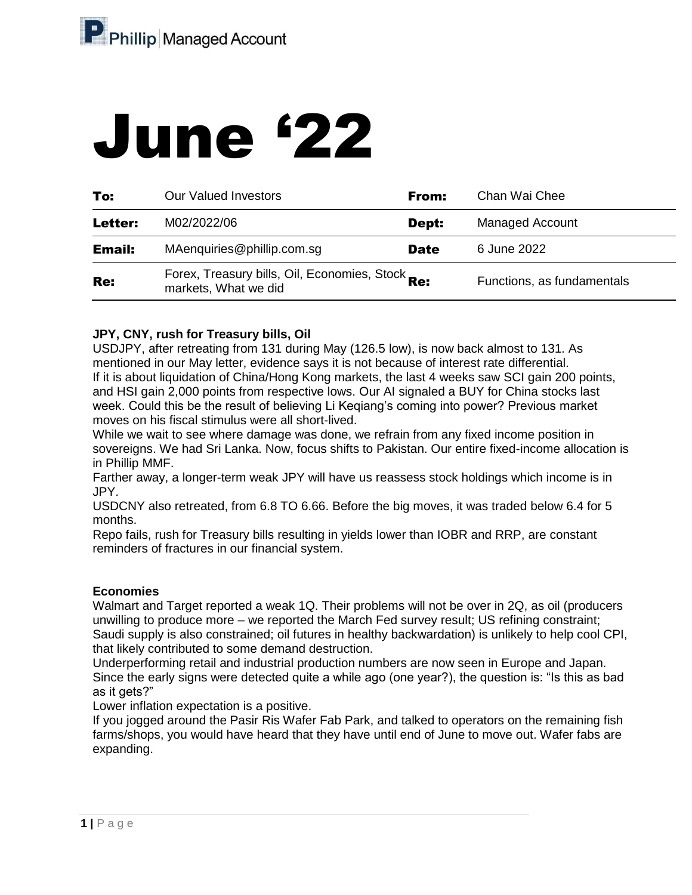Phillip | Managed Account

# June '22

| To: | Our Valued Investors | From: | Chan Wai Chee |
|---|---|---|---|
| Letter: | M02/2022/06 | Dept: | Managed Account |
| Email: | MAenquiries@phillip.com.sg | Date | 6 June 2022 |
| Re: | Forex, Treasury bills, Oil, Economies, Stock markets, What we did | Re: | Functions, as fundamentals |

**JPY, CNY, rush for Treasury bills, Oil**

USDJPY, after retreating from 131 during May (126.5 low), is now back almost to 131. As mentioned in our May letter, evidence says it is not because of interest rate differential.

If it is about liquidation of China/Hong Kong markets, the last 4 weeks saw SCI gain 200 points, and HSI gain 2,000 points from respective lows. Our AI signaled a BUY for China stocks last week. Could this be the result of believing Li Keqiang's coming into power? Previous market moves on his fiscal stimulus were all short-lived.

While we wait to see where damage was done, we refrain from any fixed income position in sovereigns. We had Sri Lanka. Now, focus shifts to Pakistan. Our entire fixed-income allocation is in Phillip MMF.

Farther away, a longer-term weak JPY will have us reassess stock holdings which income is in JPY.

USDCNY also retreated, from 6.8 TO 6.66. Before the big moves, it was traded below 6.4 for 5 months.

Repo fails, rush for Treasury bills resulting in yields lower than IOBR and RRP, are constant reminders of fractures in our financial system.

**Economies**

Walmart and Target reported a weak 1Q. Their problems will not be over in 2Q, as oil (producers unwilling to produce more – we reported the March Fed survey result; US refining constraint; Saudi supply is also constrained; oil futures in healthy backwardation) is unlikely to help cool CPI, that likely contributed to some demand destruction.

Underperforming retail and industrial production numbers are now seen in Europe and Japan. Since the early signs were detected quite a while ago (one year?), the question is: "Is this as bad as it gets?"

Lower inflation expectation is a positive.

If you jogged around the Pasir Ris Wafer Fab Park, and talked to operators on the remaining fish farms/shops, you would have heard that they have until end of June to move out. Wafer fabs are expanding.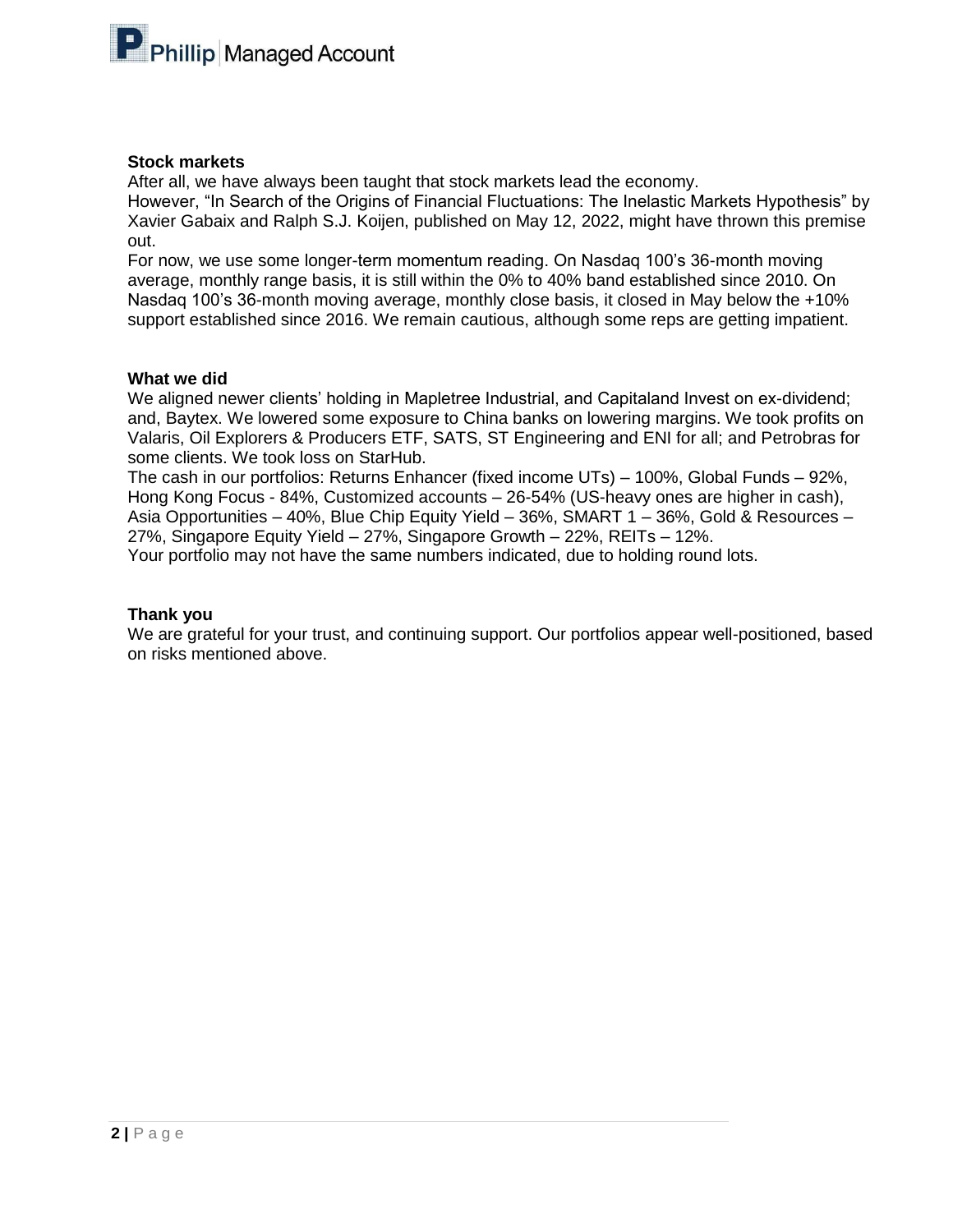## Stock markets

After all, we have always been taught that stock markets lead the economy.
However, "In Search of the Origins of Financial Fluctuations: The Inelastic Markets Hypothesis" by Xavier Gabaix and Ralph S.J. Koijen, published on May 12, 2022, might have thrown this premise out.
For now, we use some longer-term momentum reading. On Nasdaq 100's 36-month moving average, monthly range basis, it is still within the 0% to 40% band established since 2010. On Nasdaq 100's 36-month moving average, monthly close basis, it closed in May below the +10% support established since 2016. We remain cautious, although some reps are getting impatient.

## What we did

We aligned newer clients' holding in Mapletree Industrial, and Capitaland Invest on ex-dividend; and, Baytex. We lowered some exposure to China banks on lowering margins. We took profits on Valaris, Oil Explorers & Producers ETF, SATS, ST Engineering and ENI for all; and Petrobras for some clients. We took loss on StarHub.
The cash in our portfolios: Returns Enhancer (fixed income UTs) – 100%, Global Funds – 92%, Hong Kong Focus - 84%, Customized accounts – 26-54% (US-heavy ones are higher in cash), Asia Opportunities – 40%, Blue Chip Equity Yield – 36%, SMART 1 – 36%, Gold & Resources – 27%, Singapore Equity Yield – 27%, Singapore Growth – 22%, REITs – 12%.
Your portfolio may not have the same numbers indicated, due to holding round lots.

## Thank you

We are grateful for your trust, and continuing support. Our portfolios appear well-positioned, based on risks mentioned above.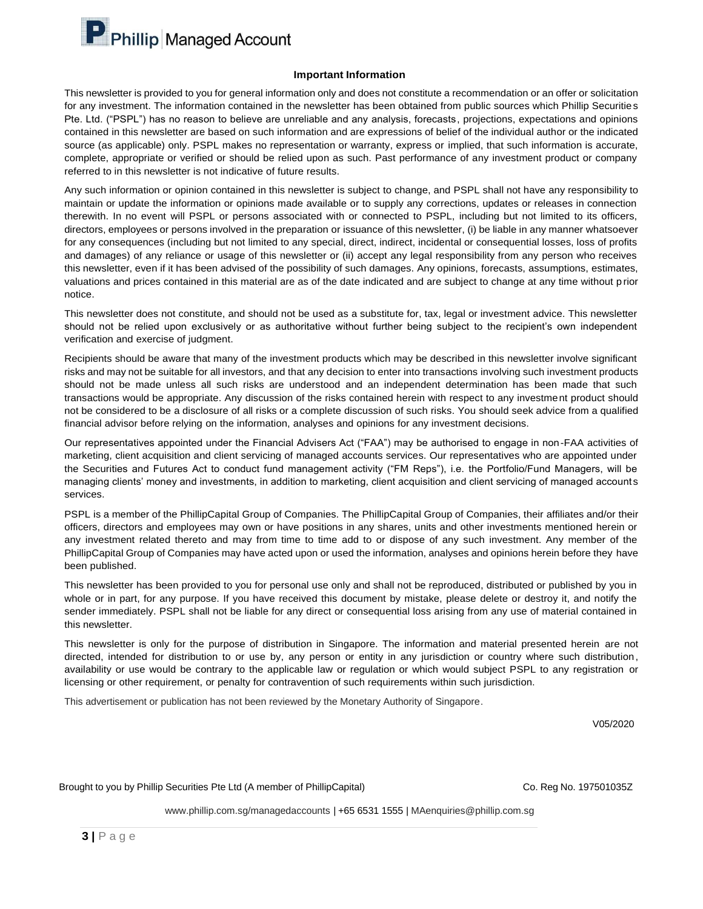## Important Information

This newsletter is provided to you for general information only and does not constitute a recommendation or an offer or solicitation for any investment. The information contained in the newsletter has been obtained from public sources which Phillip Securities Pte. Ltd. ("PSPL") has no reason to believe are unreliable and any analysis, forecasts, projections, expectations and opinions contained in this newsletter are based on such information and are expressions of belief of the individual author or the indicated source (as applicable) only. PSPL makes no representation or warranty, express or implied, that such information is accurate, complete, appropriate or verified or should be relied upon as such. Past performance of any investment product or company referred to in this newsletter is not indicative of future results.

Any such information or opinion contained in this newsletter is subject to change, and PSPL shall not have any responsibility to maintain or update the information or opinions made available or to supply any corrections, updates or releases in connection therewith. In no event will PSPL or persons associated with or connected to PSPL, including but not limited to its officers, directors, employees or persons involved in the preparation or issuance of this newsletter, (i) be liable in any manner whatsoever for any consequences (including but not limited to any special, direct, indirect, incidental or consequential losses, loss of profits and damages) of any reliance or usage of this newsletter or (ii) accept any legal responsibility from any person who receives this newsletter, even if it has been advised of the possibility of such damages. Any opinions, forecasts, assumptions, estimates, valuations and prices contained in this material are as of the date indicated and are subject to change at any time without prior notice.

This newsletter does not constitute, and should not be used as a substitute for, tax, legal or investment advice. This newsletter should not be relied upon exclusively or as authoritative without further being subject to the recipient's own independent verification and exercise of judgment.

Recipients should be aware that many of the investment products which may be described in this newsletter involve significant risks and may not be suitable for all investors, and that any decision to enter into transactions involving such investment products should not be made unless all such risks are understood and an independent determination has been made that such transactions would be appropriate. Any discussion of the risks contained herein with respect to any investment product should not be considered to be a disclosure of all risks or a complete discussion of such risks. You should seek advice from a qualified financial advisor before relying on the information, analyses and opinions for any investment decisions.

Our representatives appointed under the Financial Advisers Act ("FAA") may be authorised to engage in non-FAA activities of marketing, client acquisition and client servicing of managed accounts services. Our representatives who are appointed under the Securities and Futures Act to conduct fund management activity ("FM Reps"), i.e. the Portfolio/Fund Managers, will be managing clients' money and investments, in addition to marketing, client acquisition and client servicing of managed accounts services.

PSPL is a member of the PhillipCapital Group of Companies. The PhillipCapital Group of Companies, their affiliates and/or their officers, directors and employees may own or have positions in any shares, units and other investments mentioned herein or any investment related thereto and may from time to time add to or dispose of any such investment. Any member of the PhillipCapital Group of Companies may have acted upon or used the information, analyses and opinions herein before they have been published.

This newsletter has been provided to you for personal use only and shall not be reproduced, distributed or published by you in whole or in part, for any purpose. If you have received this document by mistake, please delete or destroy it, and notify the sender immediately. PSPL shall not be liable for any direct or consequential loss arising from any use of material contained in this newsletter.

This newsletter is only for the purpose of distribution in Singapore. The information and material presented herein are not directed, intended for distribution to or use by, any person or entity in any jurisdiction or country where such distribution, availability or use would be contrary to the applicable law or regulation or which would subject PSPL to any registration or licensing or other requirement, or penalty for contravention of such requirements within such jurisdiction.

This advertisement or publication has not been reviewed by the Monetary Authority of Singapore.

V05/2020

Brought to you by Phillip Securities Pte Ltd (A member of PhillipCapital) Co. Reg No. 197501035Z

www.phillip.com.sg/managedaccounts | +65 6531 1555 | MAenquiries@phillip.com.sg